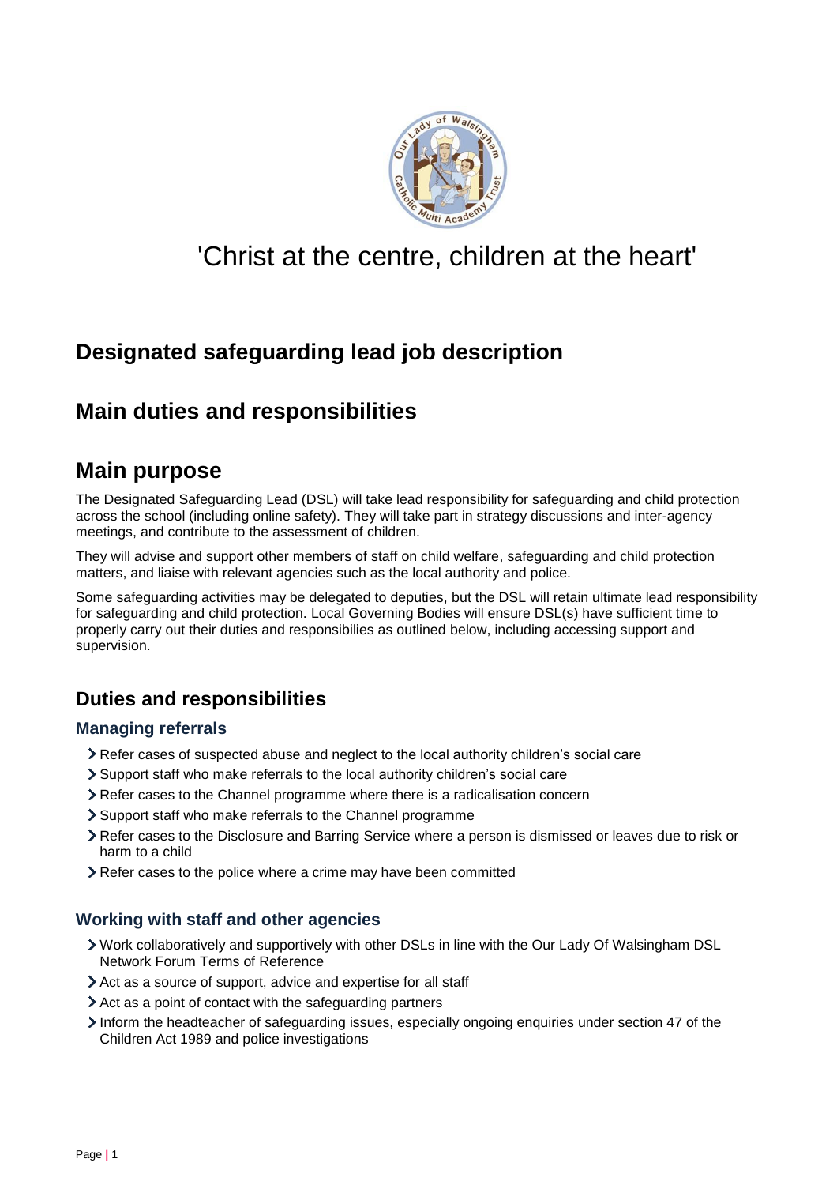'Christ at the centre, children at the heart'

# Designated safeguarding lead job description

# Main duties and responsibilities

# Main purpose

The Designated Safeguarding Lead (DSL) will take lead responsibility for safeguarding and child protection across the school (including online safety). They will take part in strategy discussions and inter-agency meetings, and contribute to the assessment of children.

They will advise and support other members of staff on child welfare, safeguarding and child protection matters, and liaise with relevant agencies such as the local authority and police.

Some safeguarding activities may be delegated to deputies, but the DSL will retain ultimate lead responsibility for safeguarding and child protection. Local Governing Bodies will ensure DSL(s) have sufficient time to properly carry out their duties and responsibilies as outlined below, including accessing support and supervision.

## Duties and responsibilities

### Managing referrals

- Refer cases of suspected abuse and neglect to the local authority children's social care
- Support staff who make referrals to the local authority children's social care
- Refer cases to the Channel programme where there is a radicalisation concern
- Support staff who make referrals to the Channel programme
- Refer cases to the Disclosure and Barring Service where a person is dismissed or leaves due to risk or harm to a child
- Refer cases to the police where a crime may have been committed

### Working with staff and other agencies

- Work collaboratively and supportively with other DSLs in line with the Our Lady Of Walsingham DSL Network Forum Terms of Reference
- Act as a source of support, advice and expertise for all staff
- Act as a point of contact with the safeguarding partners
- Inform the headteacher of safeguarding issues, especially ongoing enquiries under section 47 of the Children Act 1989 and police investigations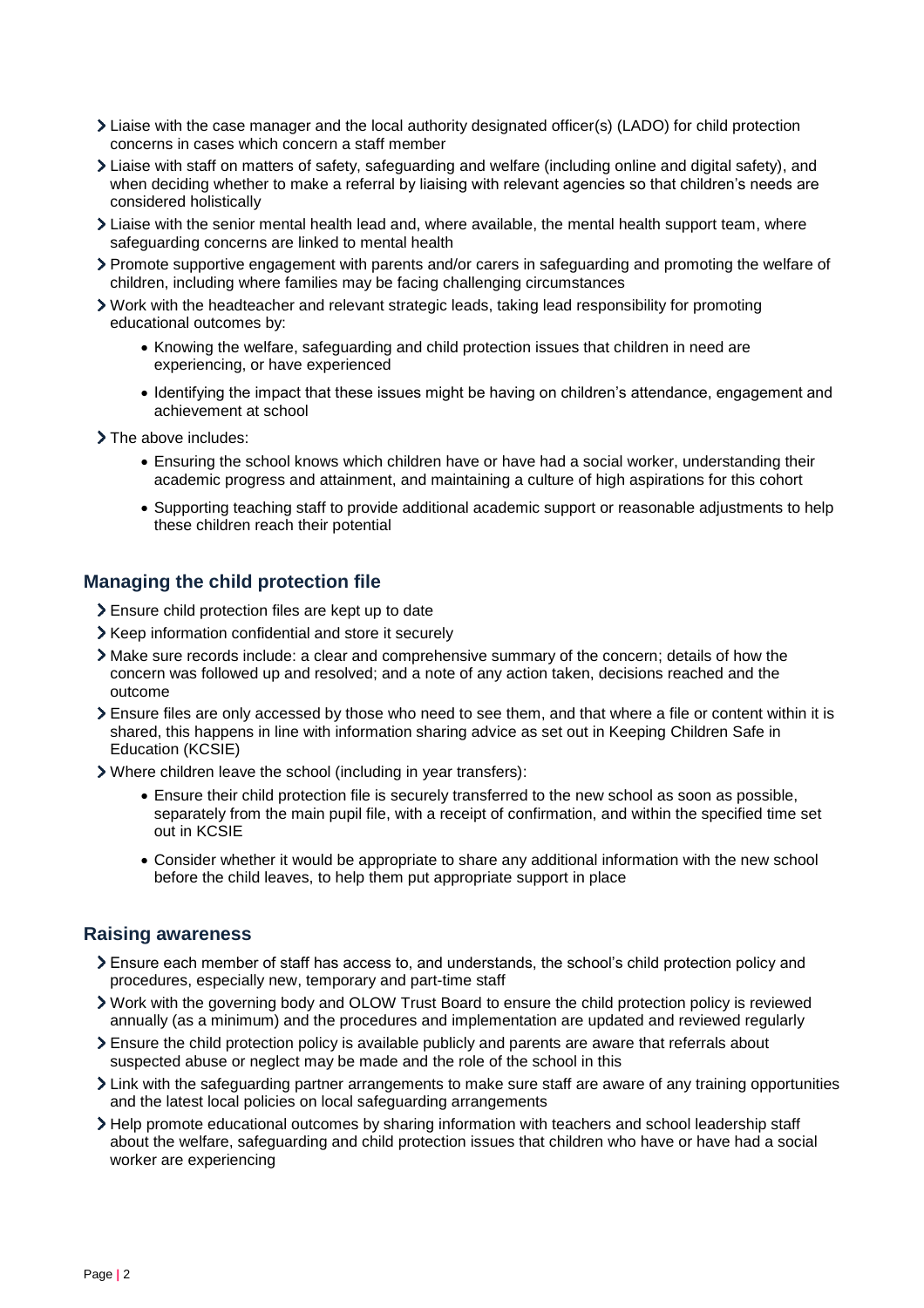- Liaise with the case manager and the local authority designated officer(s) (LADO) for child protection concerns in cases which concern a staff member
- Liaise with staff on matters of safety, safeguarding and welfare (including online and digital safety), and when deciding whether to make a referral by liaising with relevant agencies so that children's needs are considered holistically
- Liaise with the senior mental health lead and, where available, the mental health support team, where safeguarding concerns are linked to mental health
- Promote supportive engagement with parents and/or carers in safeguarding and promoting the welfare of children, including where families may be facing challenging circumstances
- Work with the headteacher and relevant strategic leads, taking lead responsibility for promoting educational outcomes by:
  - Knowing the welfare, safeguarding and child protection issues that children in need are experiencing, or have experienced
  - Identifying the impact that these issues might be having on children's attendance, engagement and achievement at school
- The above includes:
  - Ensuring the school knows which children have or have had a social worker, understanding their academic progress and attainment, and maintaining a culture of high aspirations for this cohort
  - Supporting teaching staff to provide additional academic support or reasonable adjustments to help these children reach their potential

### Managing the child protection file

- Ensure child protection files are kept up to date
- Keep information confidential and store it securely
- Make sure records include: a clear and comprehensive summary of the concern; details of how the concern was followed up and resolved; and a note of any action taken, decisions reached and the outcome
- Ensure files are only accessed by those who need to see them, and that where a file or content within it is shared, this happens in line with information sharing advice as set out in Keeping Children Safe in Education (KCSIE)
- Where children leave the school (including in year transfers):
  - Ensure their child protection file is securely transferred to the new school as soon as possible, separately from the main pupil file, with a receipt of confirmation, and within the specified time set out in KCSIE
  - Consider whether it would be appropriate to share any additional information with the new school before the child leaves, to help them put appropriate support in place

### Raising awareness

- Ensure each member of staff has access to, and understands, the school's child protection policy and procedures, especially new, temporary and part-time staff
- Work with the governing body and OLOW Trust Board to ensure the child protection policy is reviewed annually (as a minimum) and the procedures and implementation are updated and reviewed regularly
- Ensure the child protection policy is available publicly and parents are aware that referrals about suspected abuse or neglect may be made and the role of the school in this
- Link with the safeguarding partner arrangements to make sure staff are aware of any training opportunities and the latest local policies on local safeguarding arrangements
- Help promote educational outcomes by sharing information with teachers and school leadership staff about the welfare, safeguarding and child protection issues that children who have or have had a social worker are experiencing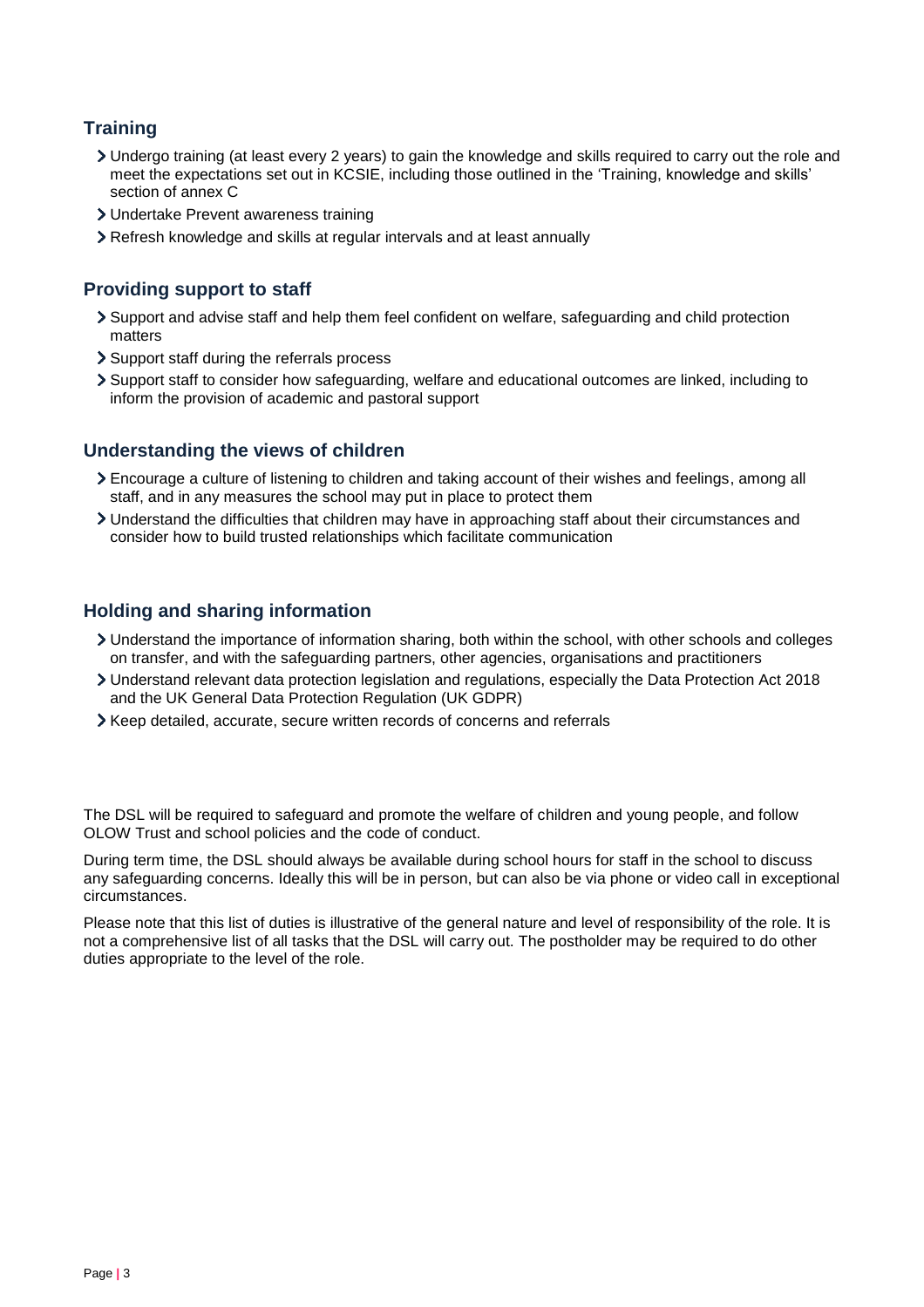## Training

- Undergo training (at least every 2 years) to gain the knowledge and skills required to carry out the role and meet the expectations set out in KCSIE, including those outlined in the 'Training, knowledge and skills' section of annex C
- Undertake Prevent awareness training
- Refresh knowledge and skills at regular intervals and at least annually

## Providing support to staff

- Support and advise staff and help them feel confident on welfare, safeguarding and child protection matters
- Support staff during the referrals process
- Support staff to consider how safeguarding, welfare and educational outcomes are linked, including to inform the provision of academic and pastoral support

## Understanding the views of children

- Encourage a culture of listening to children and taking account of their wishes and feelings, among all staff, and in any measures the school may put in place to protect them
- Understand the difficulties that children may have in approaching staff about their circumstances and consider how to build trusted relationships which facilitate communication

## Holding and sharing information

- Understand the importance of information sharing, both within the school, with other schools and colleges on transfer, and with the safeguarding partners, other agencies, organisations and practitioners
- Understand relevant data protection legislation and regulations, especially the Data Protection Act 2018 and the UK General Data Protection Regulation (UK GDPR)
- Keep detailed, accurate, secure written records of concerns and referrals

The DSL will be required to safeguard and promote the welfare of children and young people, and follow OLOW Trust and school policies and the code of conduct.

During term time, the DSL should always be available during school hours for staff in the school to discuss any safeguarding concerns. Ideally this will be in person, but can also be via phone or video call in exceptional circumstances.

Please note that this list of duties is illustrative of the general nature and level of responsibility of the role. It is not a comprehensive list of all tasks that the DSL will carry out. The postholder may be required to do other duties appropriate to the level of the role.